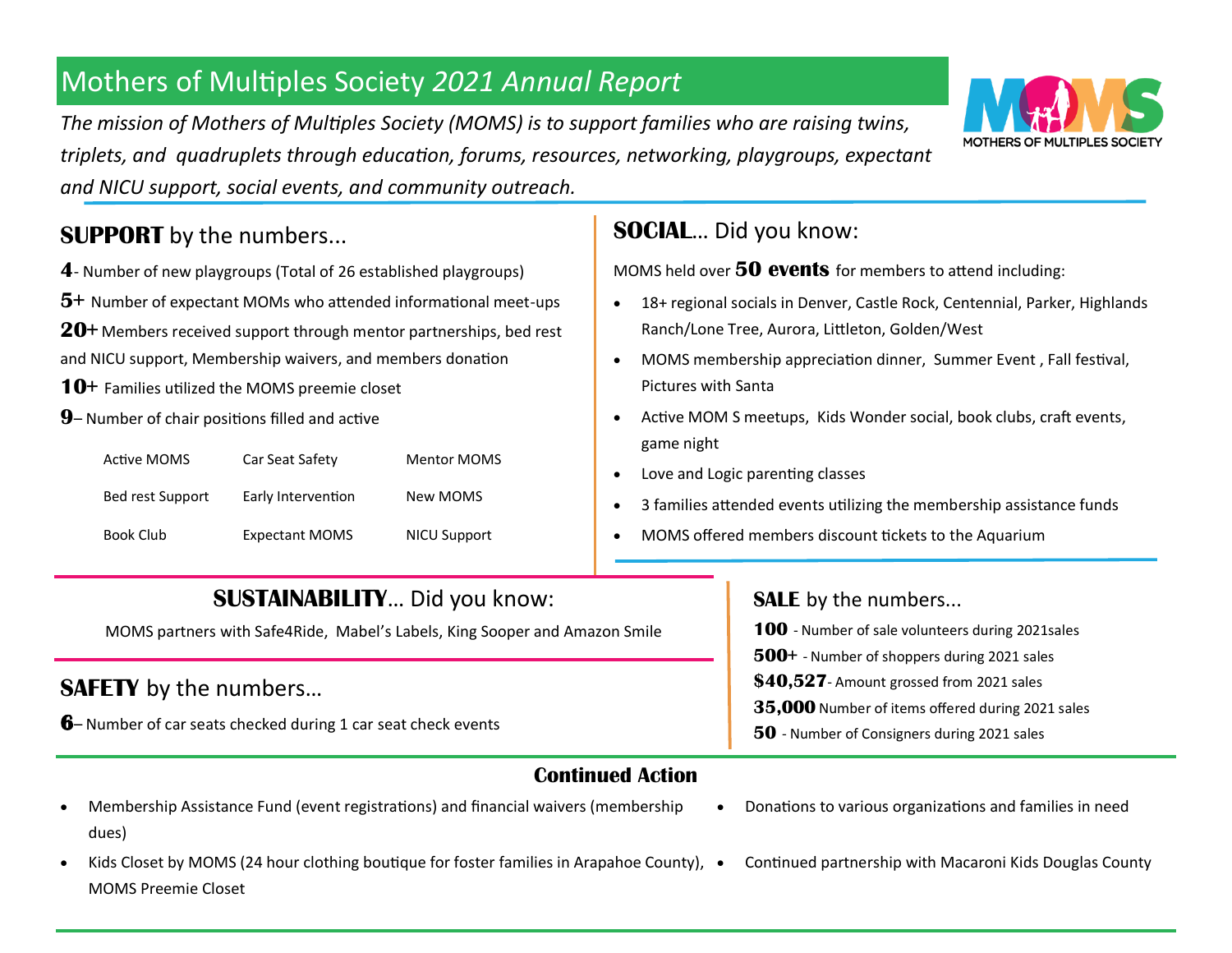# Mothers of Multiples Society *2021 Annual Report*

*The mission of Mothers of Multiples Society (MOMS) is to support families who are raising twins, triplets, and quadruplets through education, forums, resources, networking, playgroups, expectant and NICU support, social events, and community outreach.*

MOTHERS OF MULTIPLES SOCIETY

## **SUPPORT** by the numbers...

**4**- Number of new playgroups (Total of 26 established playgroups)

**5+** Number of expectant MOMs who attended informational meet-ups

**20+** Members received support through mentor partnerships, bed rest and NICU support, Membership waivers, and members donation

**10+** Families utilized the MOMS preemie closet

**9**– Number of chair positions filled and active

| | | |
|---|---|---|
| Active MOMS | Car Seat Safety | Mentor MOMS |
| Bed rest Support | Early Intervention | New MOMS |
| Book Club | Expectant MOMS | NICU Support |

## **SOCIAL**... Did you know:

MOMS held over **50 events** for members to attend including:

- 18+ regional socials in Denver, Castle Rock, Centennial, Parker, Highlands Ranch/Lone Tree, Aurora, Littleton, Golden/West
- MOMS membership appreciation dinner, Summer Event , Fall festival, Pictures with Santa
- Active MOM S meetups, Kids Wonder social, book clubs, craft events, game night
- Love and Logic parenting classes
- 3 families attended events utilizing the membership assistance funds
- MOMS offered members discount tickets to the Aquarium

## **SUSTAINABILITY**... Did you know:

MOMS partners with Safe4Ride, Mabel's Labels, King Sooper and Amazon Smile

## **SAFETY** by the numbers…

**6**– Number of car seats checked during 1 car seat check events

## **SALE** by the numbers...

**100** - Number of sale volunteers during 2021sales

**500+** - Number of shoppers during 2021 sales

**$40,527**- Amount grossed from 2021 sales

**35,000** Number of items offered during 2021 sales

**50** - Number of Consigners during 2021 sales

## **Continued Action**

- Membership Assistance Fund (event registrations) and financial waivers (membership dues)
- Kids Closet by MOMS (24 hour clothing boutique for foster families in Arapahoe County), MOMS Preemie Closet
- Donations to various organizations and families in need
- Continued partnership with Macaroni Kids Douglas County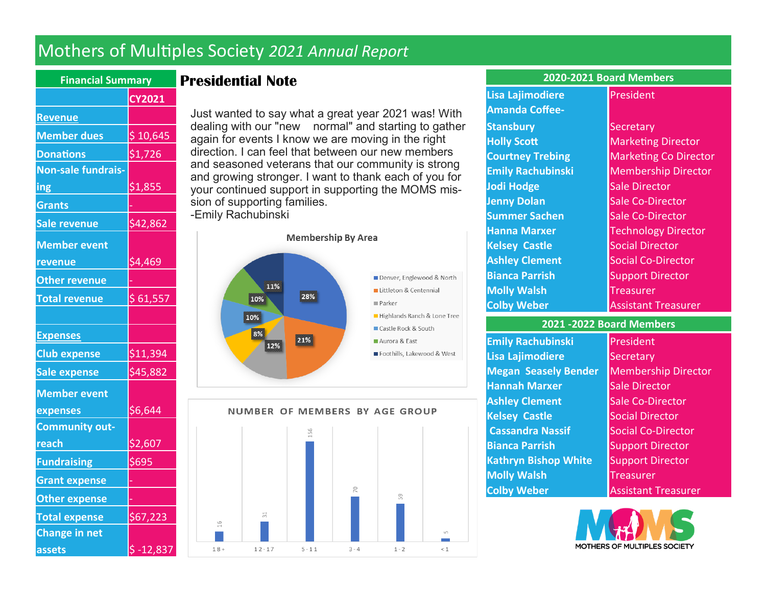# Mothers of Multiples Society *2021 Annual Report*

## Financial Summary

| | CY2021 |
|---|---|
| **Revenue** | |
| Member dues | $ 10,645 |
| Donations | $1,726 |
| Non-sale fundraising | $1,855 |
| Grants | - |
| Sale revenue | $42,862 |
| Member event revenue | $4,469 |
| Other revenue | - |
| Total revenue | $ 61,557 |
| | |
| **Expenses** | |
| Club expense | $11,394 |
| Sale expense | $45,882 |
| Member event expenses | $6,644 |
| Community outreach | $2,607 |
| Fundraising | $695 |
| Grant expense | - |
| Other expense | - |
| Total expense | $67,223 |
| Change in net assets | $ -12,837 |

## Presidential Note

Just wanted to say what a great year 2021 was! With dealing with our "new normal" and starting to gather again for events I know we are moving in the right direction. I can feel that between our new members and seasoned veterans that our community is strong and growing stronger. I want to thank each of you for your continued support in supporting the MOMS mission of supporting families.

-Emily Rachubinski

Membership By Area

28%
21%
12%
8%
10%
10%
11%

Denver, Englewood & North
Littleton & Centennial
Parker
Highlands Ranch & Lone Tree
Castle Rock & South
Aurora & East
Foothills, Lakewood & West

NUMBER OF MEMBERS BY AGE GROUP

16
31
156
70
59
5

18+
12-17
5-11
3-4
1-2
<1

## 2020-2021 Board Members

| | |
|---|---|
| Lisa Lajimodiere | President |
| Amanda Coffee-Stansbury | Secretary |
| Holly Scott | Marketing Director |
| Courtney Trebing | Marketing Co Director |
| Emily Rachubinski | Membership Director |
| Jodi Hodge | Sale Director |
| Jenny Dolan | Sale Co-Director |
| Summer Sachen | Sale Co-Director |
| Hanna Marxer | Technology Director |
| Kelsey Castle | Social Director |
| Ashley Clement | Social Co-Director |
| Bianca Parrish | Support Director |
| Molly Walsh | Treasurer |
| Colby Weber | Assistant Treasurer |

## 2021 -2022 Board Members

| | |
|---|---|
| Emily Rachubinski | President |
| Lisa Lajimodiere | Secretary |
| Megan Seasely Bender | Membership Director |
| Hannah Marxer | Sale Director |
| Ashley Clement | Sale Co-Director |
| Kelsey Castle | Social Director |
| Cassandra Nassif | Social Co-Director |
| Bianca Parrish | Support Director |
| Kathryn Bishop White | Support Director |
| Molly Walsh | Treasurer |
| Colby Weber | Assistant Treasurer |

MOMS
MOTHERS OF MULTIPLES SOCIETY